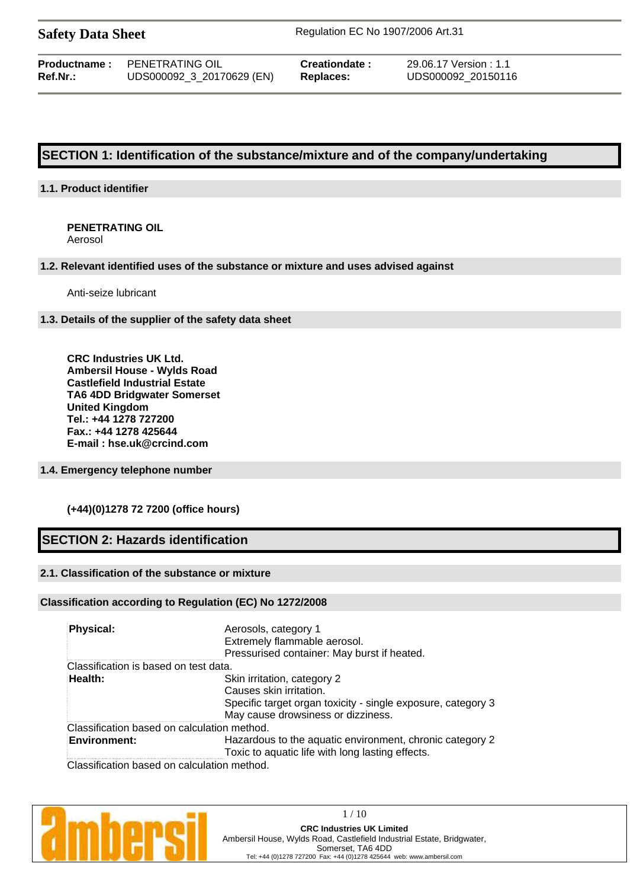**Safety Data Sheet** Regulation EC No 1907/2006 Art.31

| | | | |
|---|---|---|---|
| **Productname :** | PENETRATING OIL | **Creationdate :** | 29.06.17 Version : 1.1 |
| **Ref.Nr.:** | UDS000092_3_20170629 (EN) | **Replaces:** | UDS000092_20150116 |

# SECTION 1: Identification of the substance/mixture and of the company/undertaking

## 1.1. Product identifier

**PENETRATING OIL**
Aerosol

## 1.2. Relevant identified uses of the substance or mixture and uses advised against

Anti-seize lubricant

## 1.3. Details of the supplier of the safety data sheet

**CRC Industries UK Ltd.**
**Ambersil House - Wylds Road**
**Castlefield Industrial Estate**
**TA6 4DD Bridgwater Somerset**
**United Kingdom**
**Tel.: +44 1278 727200**
**Fax.: +44 1278 425644**
**E-mail : hse.uk@crcind.com**

## 1.4. Emergency telephone number

**(+44)(0)1278 72 7200 (office hours)**

# SECTION 2: Hazards identification

## 2.1. Classification of the substance or mixture

### Classification according to Regulation (EC) No 1272/2008

| | |
|---|---|
| **Physical:** | Aerosols, category 1<br>Extremely flammable aerosol.<br>Pressurised container: May burst if heated. |

Classification is based on test data.

| | |
|---|---|
| **Health:** | Skin irritation, category 2<br>Causes skin irritation.<br>Specific target organ toxicity - single exposure, category 3<br>May cause drowsiness or dizziness. |

Classification based on calculation method.

| | |
|---|---|
| **Environment:** | Hazardous to the aquatic environment, chronic category 2<br>Toxic to aquatic life with long lasting effects. |

Classification based on calculation method.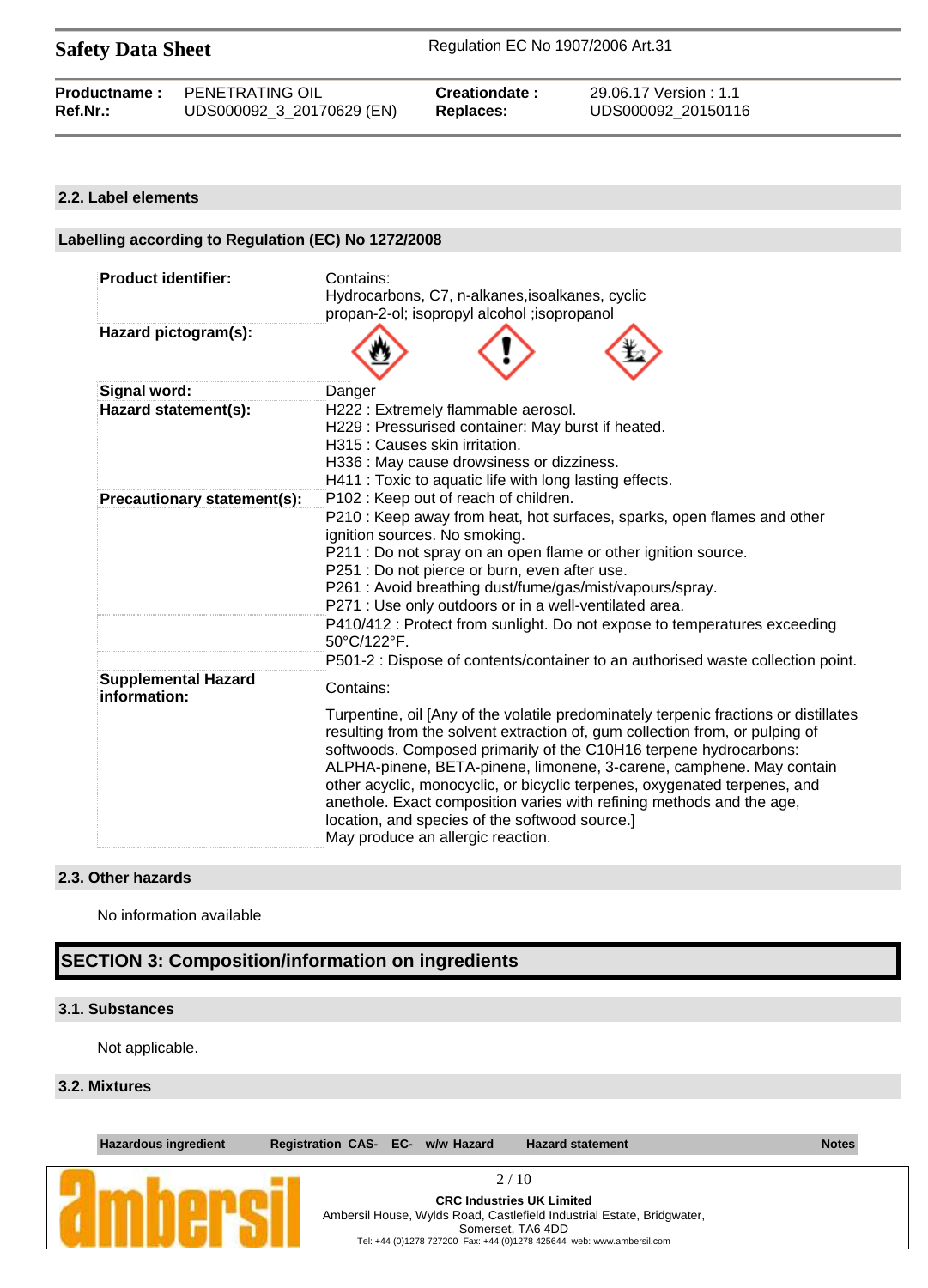### 2.2. Label elements

#### Labelling according to Regulation (EC) No 1272/2008

| | |
|---|---|
| **Product identifier:** | Contains:<br>Hydrocarbons, C7, n-alkanes,isoalkanes, cyclic<br>propan-2-ol; isopropyl alcohol ;isopropanol |
| **Hazard pictogram(s):** | |
| **Signal word:** | Danger |
| **Hazard statement(s):** | H222 : Extremely flammable aerosol.<br>H229 : Pressurised container: May burst if heated.<br>H315 : Causes skin irritation.<br>H336 : May cause drowsiness or dizziness.<br>H411 : Toxic to aquatic life with long lasting effects. |
| **Precautionary statement(s):** | P102 : Keep out of reach of children.<br>P210 : Keep away from heat, hot surfaces, sparks, open flames and other ignition sources. No smoking.<br>P211 : Do not spray on an open flame or other ignition source.<br>P251 : Do not pierce or burn, even after use.<br>P261 : Avoid breathing dust/fume/gas/mist/vapours/spray.<br>P271 : Use only outdoors or in a well-ventilated area. |
| | P410/412 : Protect from sunlight. Do not expose to temperatures exceeding 50°C/122°F. |
| | P501-2 : Dispose of contents/container to an authorised waste collection point. |
| **Supplemental Hazard information:** | Contains:<br><br>Turpentine, oil [Any of the volatile predominately terpenic fractions or distillates resulting from the solvent extraction of, gum collection from, or pulping of softwoods. Composed primarily of the C10H16 terpene hydrocarbons: ALPHA-pinene, BETA-pinene, limonene, 3-carene, camphene. May contain other acyclic, monocyclic, or bicyclic terpenes, oxygenated terpenes, and anethole. Exact composition varies with refining methods and the age, location, and species of the softwood source.]<br>May produce an allergic reaction. |

### 2.3. Other hazards

No information available

## SECTION 3: Composition/information on ingredients

### 3.1. Substances

Not applicable.

### 3.2. Mixtures

| Hazardous ingredient | Registration | CAS- | EC- | w/w | Hazard | Hazard statement | Notes |
|---|---|---|---|---|---|---|---|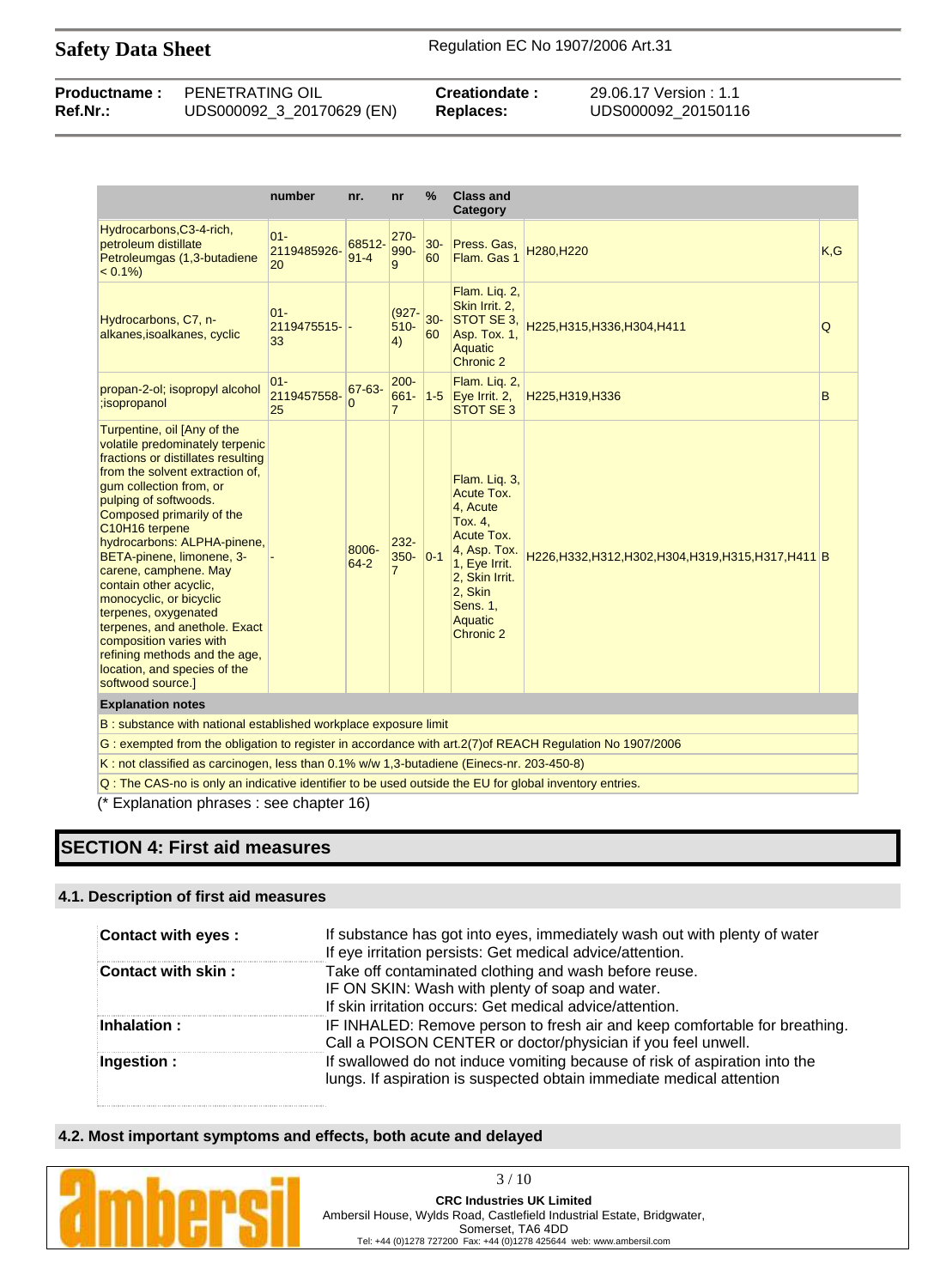| | number | nr. | nr | % | Class and Category | | |
|---|---|---|---|---|---|---|---|
| Hydrocarbons,C3-4-rich, petroleum distillate Petroleumgas (1,3-butadiene < 0.1%) | 01-2119485926-20 | 68512-91-4 | 270-990-9 | 30-60 | Press. Gas, Flam. Gas 1 | H280,H220 | K,G |
| Hydrocarbons, C7, n-alkanes,isoalkanes, cyclic | 01-2119475515-33 | - | (927-510-4) | 30-60 | Flam. Liq. 2, Skin Irrit. 2, STOT SE 3, Asp. Tox. 1, Aquatic Chronic 2 | H225,H315,H336,H304,H411 | Q |
| propan-2-ol; isopropyl alcohol ;isopropanol | 01-2119457558-25 | 67-63-0 | 200-661-7 | 1-5 | Flam. Liq. 2, Eye Irrit. 2, STOT SE 3 | H225,H319,H336 | B |
| Turpentine, oil [Any of the volatile predominately terpenic fractions or distillates resulting from the solvent extraction of, gum collection from, or pulping of softwoods. Composed primarily of the C10H16 terpene hydrocarbons: ALPHA-pinene, BETA-pinene, limonene, 3-carene, camphene. May contain other acyclic, monocyclic, or bicyclic terpenes, oxygenated terpenes, and anethole. Exact composition varies with refining methods and the age, location, and species of the softwood source.] | - | 8006-64-2 | 232-350-7 | 0-1 | Flam. Liq. 3, Acute Tox. 4, Acute Tox. 4, Acute Tox. 4, Asp. Tox. 1, Eye Irrit. 2, Skin Irrit. 2, Skin Sens. 1, Aquatic Chronic 2 | H226,H332,H312,H302,H304,H319,H315,H317,H411 | B |

**Explanation notes**

B : substance with national established workplace exposure limit

G : exempted from the obligation to register in accordance with art.2(7)of REACH Regulation No 1907/2006

K : not classified as carcinogen, less than 0.1% w/w 1,3-butadiene (Einecs-nr. 203-450-8)

Q : The CAS-no is only an indicative identifier to be used outside the EU for global inventory entries.

(* Explanation phrases : see chapter 16)

# SECTION 4: First aid measures

## 4.1. Description of first aid measures

| | |
|---|---|
| **Contact with eyes :** | If substance has got into eyes, immediately wash out with plenty of water<br>If eye irritation persists: Get medical advice/attention. |
| **Contact with skin :** | Take off contaminated clothing and wash before reuse.<br>IF ON SKIN: Wash with plenty of soap and water.<br>If skin irritation occurs: Get medical advice/attention. |
| **Inhalation :** | IF INHALED: Remove person to fresh air and keep comfortable for breathing.<br>Call a POISON CENTER or doctor/physician if you feel unwell. |
| **Ingestion :** | If swallowed do not induce vomiting because of risk of aspiration into the lungs. If aspiration is suspected obtain immediate medical attention |

## 4.2. Most important symptoms and effects, both acute and delayed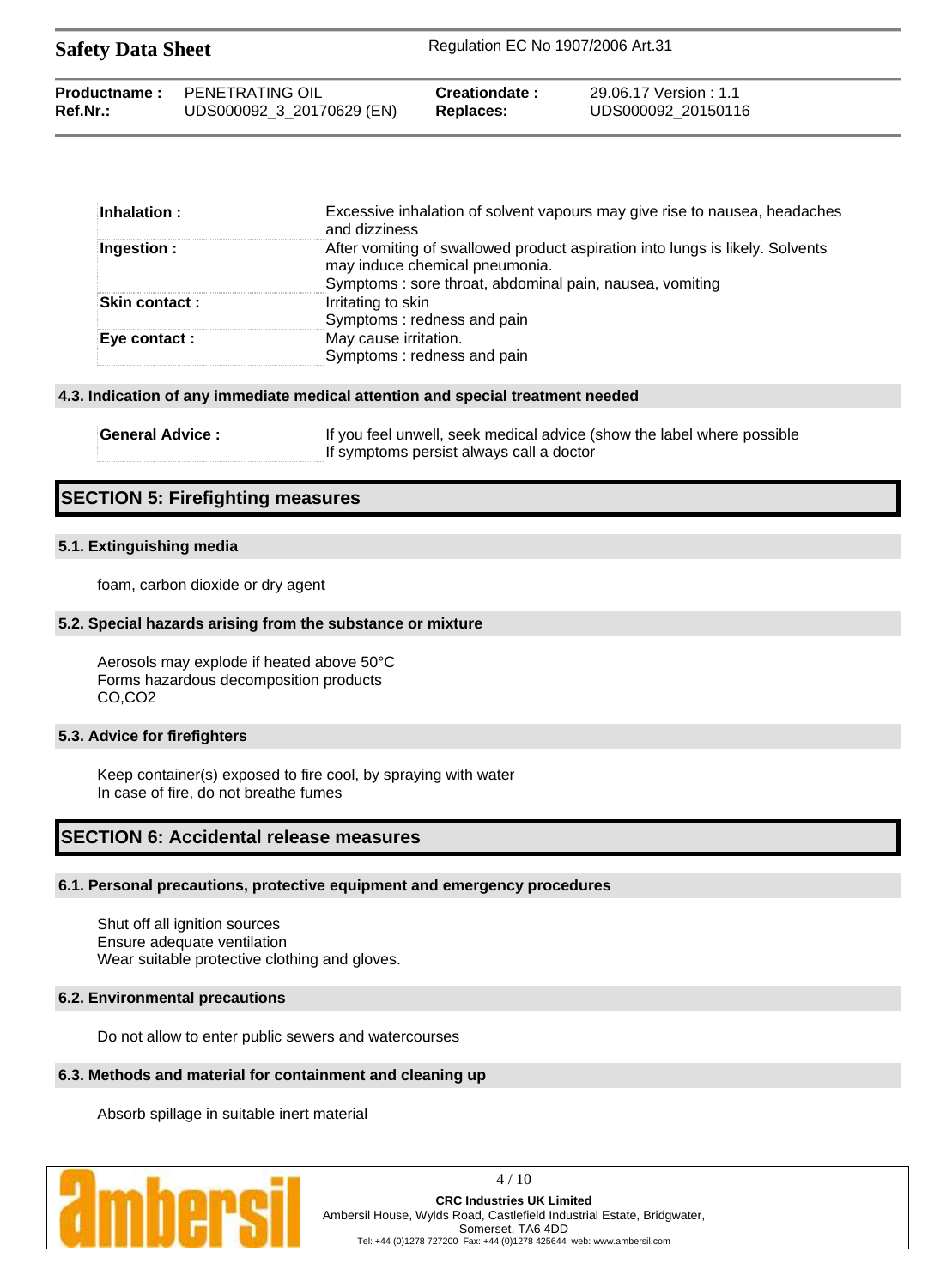| | |
|---|---|
| **Inhalation :** | Excessive inhalation of solvent vapours may give rise to nausea, headaches and dizziness |
| **Ingestion :** | After vomiting of swallowed product aspiration into lungs is likely. Solvents may induce chemical pneumonia.<br>Symptoms : sore throat, abdominal pain, nausea, vomiting |
| **Skin contact :** | Irritating to skin<br>Symptoms : redness and pain |
| **Eye contact :** | May cause irritation.<br>Symptoms : redness and pain |

### 4.3. Indication of any immediate medical attention and special treatment needed

| | |
|---|---|
| **General Advice :** | If you feel unwell, seek medical advice (show the label where possible<br>If symptoms persist always call a doctor |

## SECTION 5: Firefighting measures

### 5.1. Extinguishing media

foam, carbon dioxide or dry agent

### 5.2. Special hazards arising from the substance or mixture

Aerosols may explode if heated above 50°C
Forms hazardous decomposition products
$CO$,$CO_2$

### 5.3. Advice for firefighters

Keep container(s) exposed to fire cool, by spraying with water
In case of fire, do not breathe fumes

## SECTION 6: Accidental release measures

### 6.1. Personal precautions, protective equipment and emergency procedures

Shut off all ignition sources
Ensure adequate ventilation
Wear suitable protective clothing and gloves.

### 6.2. Environmental precautions

Do not allow to enter public sewers and watercourses

### 6.3. Methods and material for containment and cleaning up

Absorb spillage in suitable inert material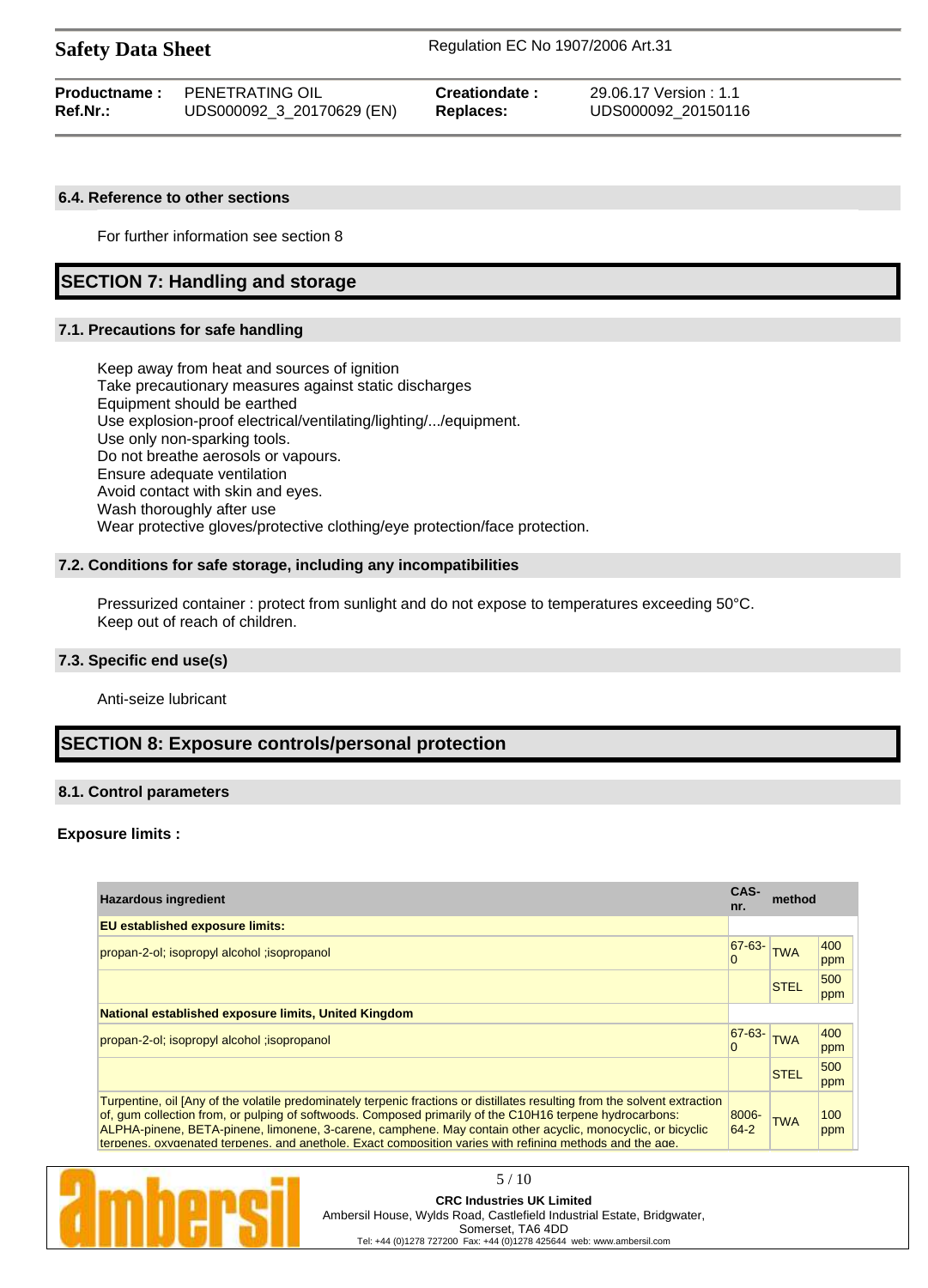### 6.4. Reference to other sections

For further information see section 8

## SECTION 7: Handling and storage

### 7.1. Precautions for safe handling

Keep away from heat and sources of ignition
Take precautionary measures against static discharges
Equipment should be earthed
Use explosion-proof electrical/ventilating/lighting/.../equipment.
Use only non-sparking tools.
Do not breathe aerosols or vapours.
Ensure adequate ventilation
Avoid contact with skin and eyes.
Wash thoroughly after use
Wear protective gloves/protective clothing/eye protection/face protection.

### 7.2. Conditions for safe storage, including any incompatibilities

Pressurized container : protect from sunlight and do not expose to temperatures exceeding 50°C.
Keep out of reach of children.

### 7.3. Specific end use(s)

Anti-seize lubricant

## SECTION 8: Exposure controls/personal protection

### 8.1. Control parameters

**Exposure limits :**

| Hazardous ingredient | CAS-nr. | method | |
|---|---|---|---|
| **EU established exposure limits:** | | | |
| propan-2-ol; isopropyl alcohol ;isopropanol | 67-63-0 | TWA | 400 ppm |
| | | STEL | 500 ppm |
| **National established exposure limits, United Kingdom** | | | |
| propan-2-ol; isopropyl alcohol ;isopropanol | 67-63-0 | TWA | 400 ppm |
| | | STEL | 500 ppm |
| Turpentine, oil [Any of the volatile predominately terpenic fractions or distillates resulting from the solvent extraction of, gum collection from, or pulping of softwoods. Composed primarily of the C10H16 terpene hydrocarbons: ALPHA-pinene, BETA-pinene, limonene, 3-carene, camphene. May contain other acyclic, monocyclic, or bicyclic terpenes, oxygenated terpenes, and anethole. Exact composition varies with refining methods and the age, | 8006-64-2 | TWA | 100 ppm |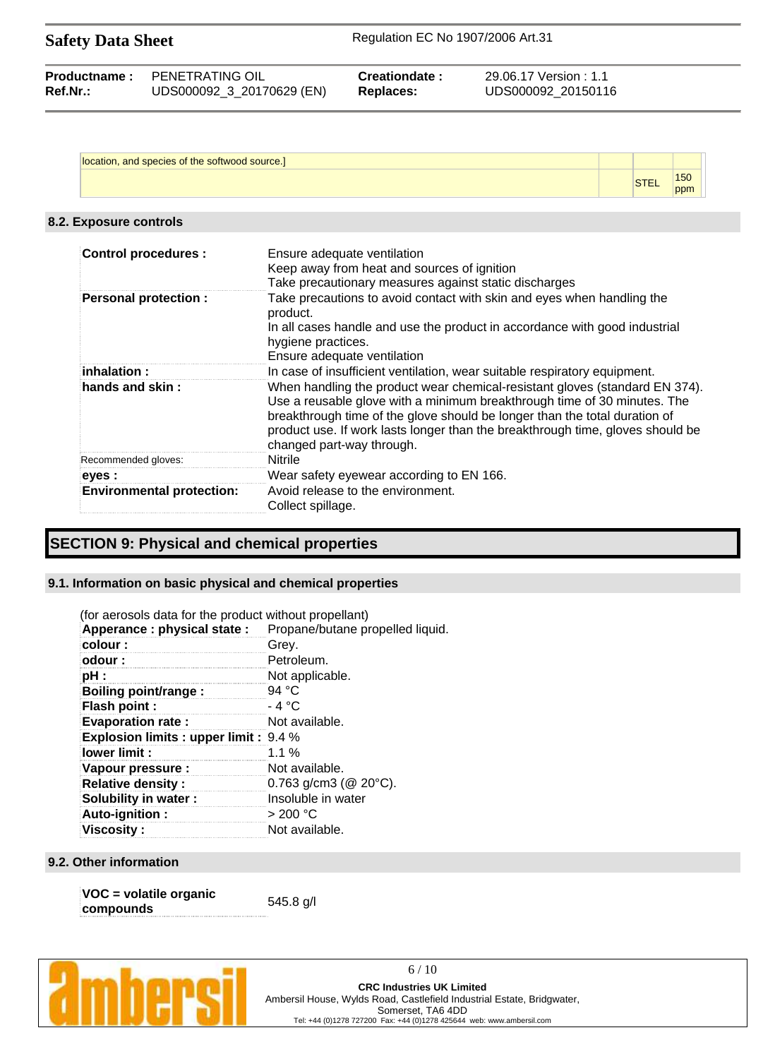| | | |
|---|---|---|
| location, and species of the softwood source.] | | |
| | STEL | 150 ppm |

### 8.2. Exposure controls

| | |
|---|---|
| **Control procedures :** | Ensure adequate ventilation<br>Keep away from heat and sources of ignition<br>Take precautionary measures against static discharges |
| **Personal protection :** | Take precautions to avoid contact with skin and eyes when handling the product.<br>In all cases handle and use the product in accordance with good industrial hygiene practices.<br>Ensure adequate ventilation |
| **inhalation :** | In case of insufficient ventilation, wear suitable respiratory equipment. |
| **hands and skin :** | When handling the product wear chemical-resistant gloves (standard EN 374). Use a reusable glove with a minimum breakthrough time of 30 minutes. The breakthrough time of the glove should be longer than the total duration of product use. If work lasts longer than the breakthrough time, gloves should be changed part-way through. |
| Recommended gloves: | Nitrile |
| **eyes :** | Wear safety eyewear according to EN 166. |
| **Environmental protection:** | Avoid release to the environment.<br>Collect spillage. |

## SECTION 9: Physical and chemical properties

### 9.1. Information on basic physical and chemical properties

(for aerosols data for the product without propellant)

| | |
|---|---|
| **Apperance : physical state :** | Propane/butane propelled liquid. |
| **colour :** | Grey. |
| **odour :** | Petroleum. |
| **pH :** | Not applicable. |
| **Boiling point/range :** | 94 °C |
| **Flash point :** | - 4 °C |
| **Evaporation rate :** | Not available. |
| **Explosion limits : upper limit :** | 9.4 % |
| **lower limit :** | 1.1 % |
| **Vapour pressure :** | Not available. |
| **Relative density :** | 0.763 g/cm3 (@ 20°C). |
| **Solubility in water :** | Insoluble in water |
| **Auto-ignition :** | > 200 °C |
| **Viscosity :** | Not available. |

### 9.2. Other information

| | |
|---|---|
| **VOC = volatile organic compounds** | 545.8 g/l |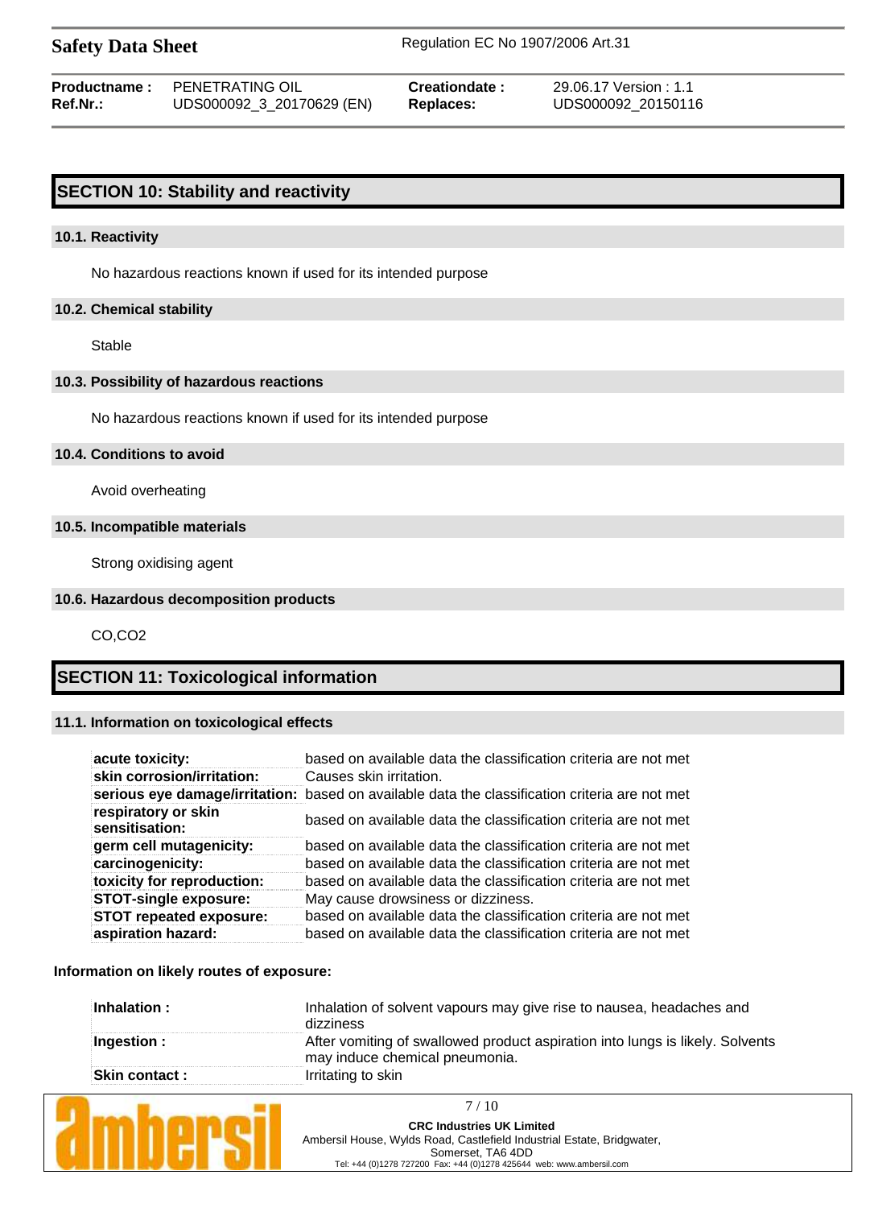## SECTION 10: Stability and reactivity

### 10.1. Reactivity

No hazardous reactions known if used for its intended purpose

### 10.2. Chemical stability

Stable

### 10.3. Possibility of hazardous reactions

No hazardous reactions known if used for its intended purpose

### 10.4. Conditions to avoid

Avoid overheating

### 10.5. Incompatible materials

Strong oxidising agent

### 10.6. Hazardous decomposition products

CO,$CO_2$

## SECTION 11: Toxicological information

### 11.1. Information on toxicological effects

| | |
|---|---|
| **acute toxicity:** | based on available data the classification criteria are not met |
| **skin corrosion/irritation:** | Causes skin irritation. |
| **serious eye damage/irritation:** | based on available data the classification criteria are not met |
| **respiratory or skin sensitisation:** | based on available data the classification criteria are not met |
| **germ cell mutagenicity:** | based on available data the classification criteria are not met |
| **carcinogenicity:** | based on available data the classification criteria are not met |
| **toxicity for reproduction:** | based on available data the classification criteria are not met |
| **STOT-single exposure:** | May cause drowsiness or dizziness. |
| **STOT repeated exposure:** | based on available data the classification criteria are not met |
| **aspiration hazard:** | based on available data the classification criteria are not met |

**Information on likely routes of exposure:**

| | |
|---|---|
| **Inhalation :** | Inhalation of solvent vapours may give rise to nausea, headaches and dizziness |
| **Ingestion :** | After vomiting of swallowed product aspiration into lungs is likely. Solvents may induce chemical pneumonia. |
| **Skin contact :** | Irritating to skin |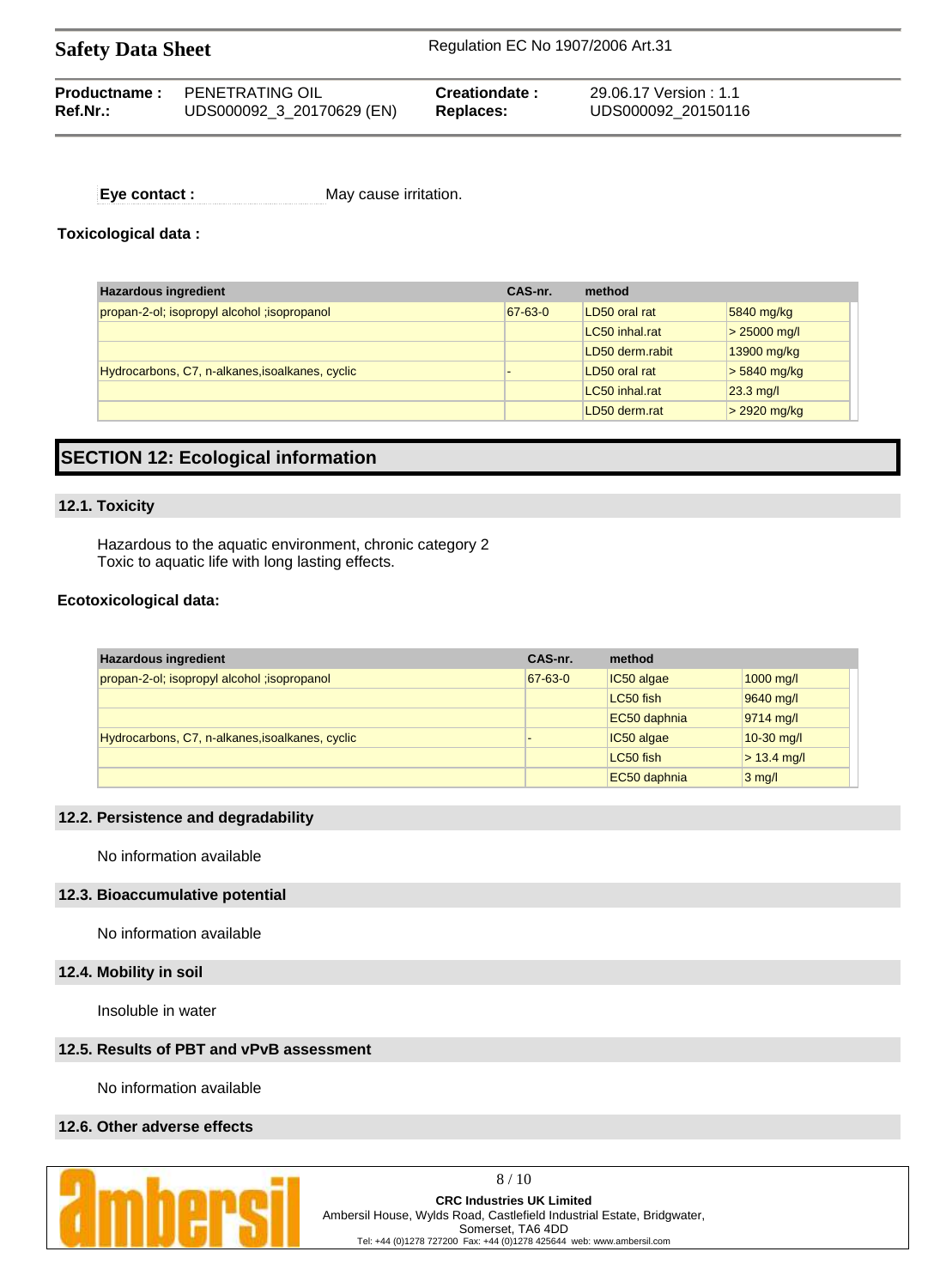**Eye contact :** May cause irritation.

**Toxicological data :**

| Hazardous ingredient | CAS-nr. | method | |
|---|---|---|---|
| propan-2-ol; isopropyl alcohol ;isopropanol | 67-63-0 | LD50 oral rat | 5840 mg/kg |
| | | LC50 inhal.rat | > 25000 mg/l |
| | | LD50 derm.rabit | 13900 mg/kg |
| Hydrocarbons, C7, n-alkanes,isoalkanes, cyclic | - | LD50 oral rat | > 5840 mg/kg |
| | | LC50 inhal.rat | 23.3 mg/l |
| | | LD50 derm.rat | > 2920 mg/kg |

# SECTION 12: Ecological information

## 12.1. Toxicity

Hazardous to the aquatic environment, chronic category 2
Toxic to aquatic life with long lasting effects.

**Ecotoxicological data:**

| Hazardous ingredient | CAS-nr. | method | |
|---|---|---|---|
| propan-2-ol; isopropyl alcohol ;isopropanol | 67-63-0 | IC50 algae | 1000 mg/l |
| | | LC50 fish | 9640 mg/l |
| | | EC50 daphnia | 9714 mg/l |
| Hydrocarbons, C7, n-alkanes,isoalkanes, cyclic | - | IC50 algae | 10-30 mg/l |
| | | LC50 fish | > 13.4 mg/l |
| | | EC50 daphnia | 3 mg/l |

## 12.2. Persistence and degradability

No information available

## 12.3. Bioaccumulative potential

No information available

## 12.4. Mobility in soil

Insoluble in water

## 12.5. Results of PBT and vPvB assessment

No information available

## 12.6. Other adverse effects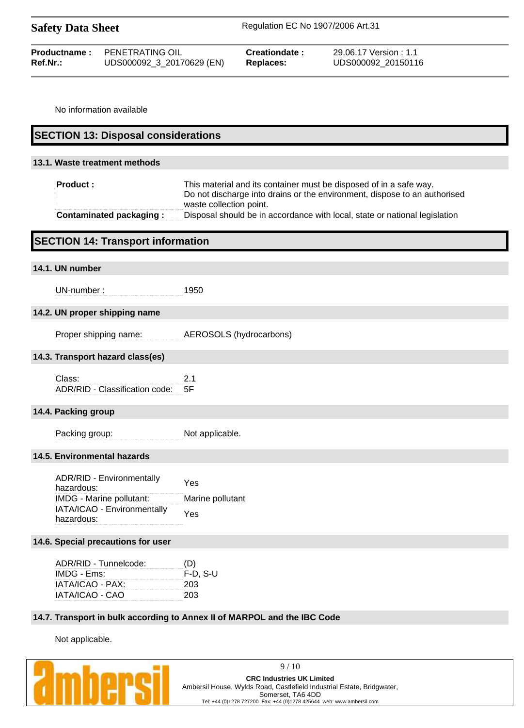No information available

## SECTION 13: Disposal considerations

### 13.1. Waste treatment methods

| | |
|---|---|
| **Product :** | This material and its container must be disposed of in a safe way. Do not discharge into drains or the environment, dispose to an authorised waste collection point. |
| **Contaminated packaging :** | Disposal should be in accordance with local, state or national legislation |

## SECTION 14: Transport information

### 14.1. UN number

| | |
|---|---|
| UN-number : | 1950 |

### 14.2. UN proper shipping name

| | |
|---|---|
| Proper shipping name: | AEROSOLS (hydrocarbons) |

### 14.3. Transport hazard class(es)

| | |
|---|---|
| Class: | 2.1 |
| ADR/RID - Classification code: | 5F |

### 14.4. Packing group

| | |
|---|---|
| Packing group: | Not applicable. |

### 14.5. Environmental hazards

| | |
|---|---|
| ADR/RID - Environmentally hazardous: | Yes |
| IMDG - Marine pollutant: | Marine pollutant |
| IATA/ICAO - Environmentally hazardous: | Yes |

### 14.6. Special precautions for user

| | |
|---|---|
| ADR/RID - Tunnelcode: | (D) |
| IMDG - Ems: | F-D, S-U |
| IATA/ICAO - PAX: | 203 |
| IATA/ICAO - CAO | 203 |

### 14.7. Transport in bulk according to Annex II of MARPOL and the IBC Code

Not applicable.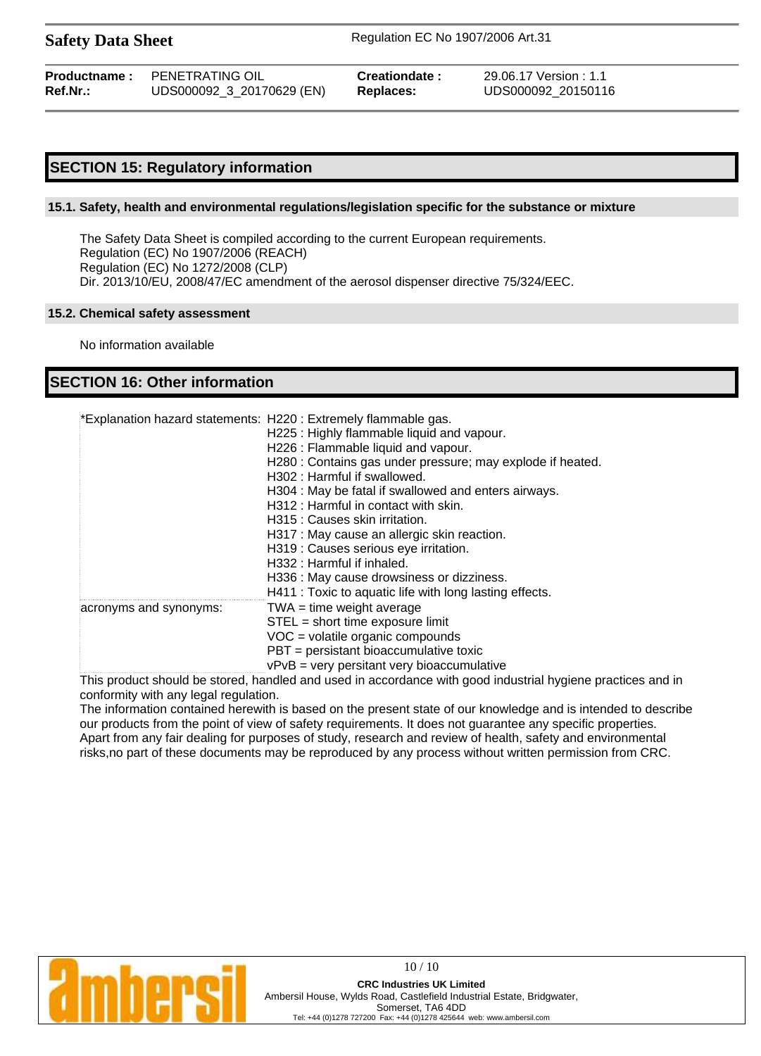## SECTION 15: Regulatory information

### 15.1. Safety, health and environmental regulations/legislation specific for the substance or mixture

The Safety Data Sheet is compiled according to the current European requirements.
Regulation (EC) No 1907/2006 (REACH)
Regulation (EC) No 1272/2008 (CLP)
Dir. 2013/10/EU, 2008/47/EC amendment of the aerosol dispenser directive 75/324/EEC.

### 15.2. Chemical safety assessment

No information available

## SECTION 16: Other information

| | |
|---|---|
| *Explanation hazard statements: | H220 : Extremely flammable gas.<br>H225 : Highly flammable liquid and vapour.<br>H226 : Flammable liquid and vapour.<br>H280 : Contains gas under pressure; may explode if heated.<br>H302 : Harmful if swallowed.<br>H304 : May be fatal if swallowed and enters airways.<br>H312 : Harmful in contact with skin.<br>H315 : Causes skin irritation.<br>H317 : May cause an allergic skin reaction.<br>H319 : Causes serious eye irritation.<br>H332 : Harmful if inhaled.<br>H336 : May cause drowsiness or dizziness.<br>H411 : Toxic to aquatic life with long lasting effects. |
| acronyms and synonyms: | TWA = time weight average<br>STEL = short time exposure limit<br>VOC = volatile organic compounds<br>PBT = persistant bioaccumulative toxic<br>vPvB = very persitant very bioaccumulative |

This product should be stored, handled and used in accordance with good industrial hygiene practices and in conformity with any legal regulation.
The information contained herewith is based on the present state of our knowledge and is intended to describe our products from the point of view of safety requirements. It does not guarantee any specific properties.
Apart from any fair dealing for purposes of study, research and review of health, safety and environmental risks,no part of these documents may be reproduced by any process without written permission from CRC.